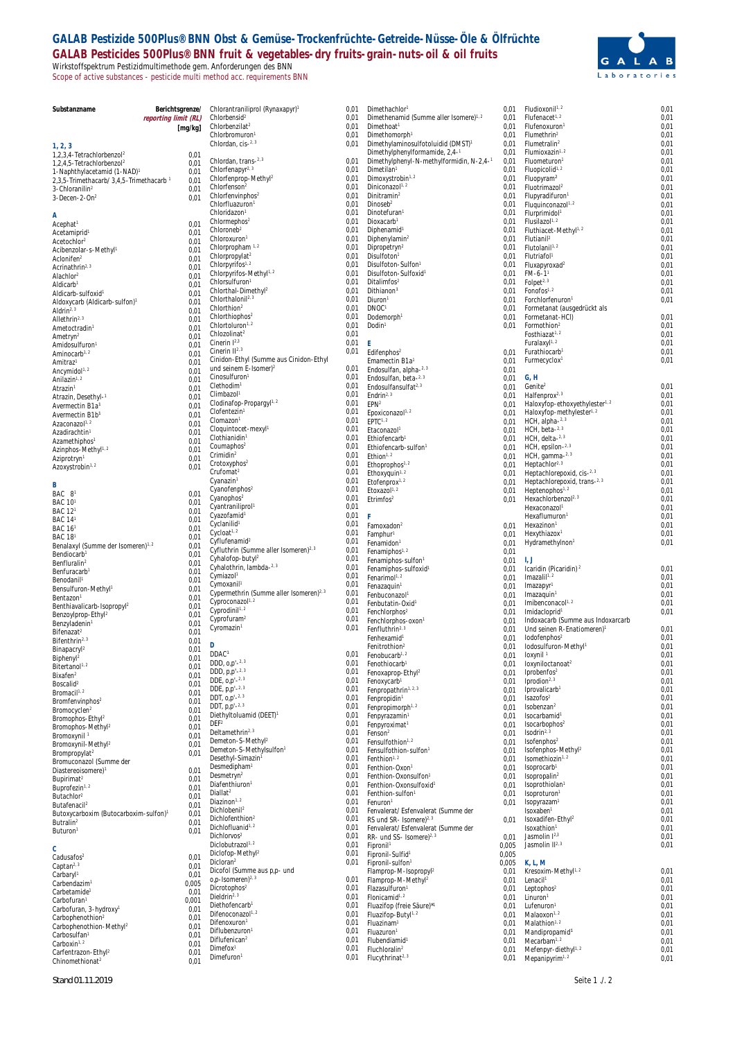# GALAB Pestizide 500Plus®BNN Obst & Gemüse-Trockenfrüchte-Getreide-Nüsse-Öle & Ölfrüchte

## GALAB Pesticides 500Plus®BNN fruit & vegetables-dry fruits-grain-nuts-oil & oil fruits

Wirkstoffspektrum Pestizidmultimethode gem. Anforderungen des BNN

Scope of active substances - pesticide multi method acc. requirements BNN

| Substanzname | Berichtsgrenze/ *reporting limit (RL)* [mg/kg] |
|---|---|
| **1, 2, 3** | |
| 1,2,3,4-Tetrachlorbenzol[2] | 0,01 |
| 1,2,4,5-Tetrachlorbenzol[2] | 0,01 |
| 1-Naphthylacetamid (1-NAD)[1] | 0,01 |
| 2,3,5-Trimethacarb/ 3,4,5-Trimethacarb [1] | 0,01 |
| 3-Chloranilin[2] | 0,01 |
| 3-Decen-2-On[2] | 0,01 |
| **A** | |
| Acephat[1] | 0,01 |
| Acetamiprid[1] | 0,01 |
| Acetochlor[2] | 0,01 |
| Acibenzolar-s-Methyl[1] | 0,01 |
| Aclonifen[2] | 0,01 |
| Acrinathrin[2,3] | 0,01 |
| Alachlor[2] | 0,01 |
| Aldicarb[1] | 0,01 |
| Aldicarb-sulfoxid[1] | 0,01 |
| Aldoxycarb (Aldicarb-sulfon)[1] | 0,01 |
| Aldrin[2,3] | 0,01 |
| Allethrin[2,3] | 0,01 |
| Ametoctradin[1] | 0,01 |
| Ametryn[2] | 0,01 |
| Amidosulfuron[1] | 0,01 |
| Aminocarb[1,2] | 0,01 |
| Amitraz[1] | 0,01 |
| Ancymidol[1,2] | 0,01 |
| Anilazin[1,2] | 0,01 |
| Atrazin[1] | 0,01 |
| Atrazin, Desethyl-[1] | 0,01 |
| Avermectin B1a[1] | 0,01 |
| Avermectin B1b[1] | 0,01 |
| Azaconazol[1,2] | 0,01 |
| Azadirachtin[1] | 0,01 |
| Azamethiphos[1] | 0,01 |
| Azinphos-Methyl[1,2] | 0,01 |
| Aziprotryn[1] | 0,01 |
| Azoxystrobin[1,2] | 0,01 |
| **B** | |
| BAC 8[1] | 0,01 |
| BAC 10[1] | 0,01 |
| BAC 12[1] | 0,01 |
| BAC 14[1] | 0,01 |
| BAC 16[1] | 0,01 |
| BAC 18[1] | 0,01 |
| Benalaxyl (Summe der Isomeren)[1,2] | 0,01 |
| Bendiocarb[1] | 0,01 |
| Benfluralin[2] | 0,01 |
| Benfuracarb[1] | 0,01 |
| Benodanil[1] | 0,01 |
| Bensulfuron-Methyl[1] | 0,01 |
| Bentazon[1] | 0,01 |
| Benthiavalicarb-Isopropyl[2] | 0,01 |
| Benzoylprop-Ethyl[2] | 0,01 |
| Benzyladenin[1] | 0,01 |
| Bifenazat[2] | 0,01 |
| Bifenthrin[2,3] | 0,01 |
| Binapacryl[2] | 0,01 |
| Biphenyl[2] | 0,01 |
| Bitertanol[1,2] | 0,01 |
| Bixafen[2] | 0,01 |
| Boscalid[1] | 0,01 |
| Bromacil[1,2] | 0,01 |
| Bromfenvinphos[2] | 0,01 |
| Bromocyclen[2] | 0,01 |
| Bromophos-Ethyl[2] | 0,01 |
| Bromophos-Methyl[2] | 0,01 |
| Bromoxynil [1] | 0,01 |
| Bromoxynil-Methyl[2] | 0,01 |
| Brompropylat[2] | 0,01 |
| Bromuconazol (Summe der Diastereoisomere)[1] | 0,01 |
| Bupirimat[2] | 0,01 |
| Buprofezin[1,2] | 0,01 |
| Butachlor[2] | 0,01 |
| Butafenacil[1] | 0,01 |
| Butoxycarboxim (Butocarboxim-sulfon)[1] | 0,01 |
| Butralin[2] | 0,01 |
| Buturon[1] | 0,01 |
| **C** | |
| Cadusafos[2] | 0,01 |
| Captan[2,3] | 0,01 |
| Carbaryl[1] | 0,01 |
| Carbendazim[1] | 0,005 |
| Carbetamide[1] | 0,01 |
| Carbofuran[1] | 0,001 |
| Carbofuran, 3-hydroxy[1] | 0,01 |
| Carbophenothion[2] | 0,01 |
| Carbophenothion-Methyl[2] | 0,01 |
| Carbosulfan[1] | 0,01 |
| Carboxin[1,2] | 0,01 |
| Carfentrazon-Ethyl[2] | 0,01 |
| Chinomethionat[2] | 0,01 |
| Chlorantraniliprol (Rynaxapyr)[1] | 0,01 |
| Chlorbensid[2] | 0,01 |
| Chlorbenzilat[2] | 0,01 |
| Chlorbromuron[1] | 0,01 |
| Chlordan, cis-[2,3] | 0,01 |
| Chlordan, trans-[2,3] | 0,01 |
| Chlorfenapyr[2,3] | 0,01 |
| Chlorfenprop-Methyl[2] | 0,01 |
| Chlorfenson[2] | 0,01 |
| Chlorfenvinphos[2] | 0,01 |
| Chlorfluazuron[1] | 0,01 |
| Chloridazon[1] | 0,01 |
| Chlormephos[2] | 0,01 |
| Chloroneb[2] | 0,01 |
| Chloroxuron[1] | 0,01 |
| Chlorpropham[1,2] | 0,01 |
| Chlorpropylat[2] | 0,01 |
| Chlorpyrifos[1,2] | 0,01 |
| Chlorpyrifos-Methyl[1,2] | 0,01 |
| Chlorsulfuron[1] | 0,01 |
| Chlorthal-Dimethyl[2] | 0,01 |
| Chlorthalonil[2,3] | 0,01 |
| Chlorthion[2] | 0,01 |
| Chlorthiophos[2] | 0,01 |
| Chlortoluron[1,2] | 0,01 |
| Chlozolinat[2] | 0,01 |
| Cinerin I[2,3] | 0,01 |
| Cinerin II[2,3] | 0,01 |
| Cinidon-Ethyl (Summe aus Cinidon-Ethyl und seinem E-Isomer)[2] | 0,01 |
| Cinosulfuron[1] | 0,01 |
| Clethodim[1] | 0,01 |
| Climbazol[1] | 0,01 |
| Clodinafop-Propargyl[1,2] | 0,01 |
| Clofentezin[1] | 0,01 |
| Clomazon[1] | 0,01 |
| Cloquintocet-mexyl[1] | 0,01 |
| Clothianidin[1] | 0,01 |
| Coumaphos[2] | 0,01 |
| Crimidin[2] | 0,01 |
| Crotoxyphos[2] | 0,01 |
| Crufomat[2] | 0,01 |
| Cyanazin[1] | 0,01 |
| Cyanofenphos[2] | 0,01 |
| Cyanophos[2] | 0,01 |
| Cyantraniliprol[1] | 0,01 |
| Cyazofamid[1] | 0,01 |
| Cyclanilid[1] | 0,01 |
| Cycloat[1,2] | 0,01 |
| Cyflufenamid[2] | 0,01 |
| Cyfluthrin (Summe aller Isomeren)[2,3] | 0,01 |
| Cyhalofop-butyl[2] | 0,01 |
| Cyhalothrin, lambda-[2,3] | 0,01 |
| Cymiazol[1] | 0,01 |
| Cymoxanil[1] | 0,01 |
| Cypermethrin (Summe aller Isomeren)[2,3] | 0,01 |
| Cyproconazol[1,2] | 0,01 |
| Cyprodinil[1,2] | 0,01 |
| Cyprofuram[2] | 0,01 |
| Cyromazin[1] | 0,01 |
| **D** | |
| DDAC[1] | 0,01 |
| DDD, o,p'-[2,3] | 0,01 |
| DDD, p,p'-[2,3] | 0,01 |
| DDE, o,p'-[2,3] | 0,01 |
| DDE, p,p'-[2,3] | 0,01 |
| DDT, o,p'-[2,3] | 0,01 |
| DDT, p,p'-[2,3] | 0,01 |
| Diethyltoluamid (DEET)[1] | 0,01 |
| DEF[2] | 0,01 |
| Deltamethrin[2,3] | 0,01 |
| Demeton-S-Methyl[1] | 0,01 |
| Demeton-S-Methylsulfon[1] | 0,01 |
| Desethyl-Simazin[1] | 0,01 |
| Desmedipham[1] | 0,01 |
| Desmetryn[2] | 0,01 |
| Diafenthiuron[1] | 0,01 |
| Diallat[2] | 0,01 |
| Diazinon[1,2] | 0,01 |
| Dichlobenil[2] | 0,01 |
| Dichlofenthion[2] | 0,01 |
| Dichlofluanid[1,2] | 0,01 |
| Dichlorvos[2] | 0,01 |
| Diclobutrazol[1,2] | 0,01 |
| Diclofop-Methyl[2] | 0,01 |
| Dicloran[2] | 0,01 |
| Dicofol (Summe aus p,p- und o,p-Isomeren)[2,3] | 0,01 |
| Dicrotophos[2] | 0,01 |
| Dieldrin[2,3] | 0,01 |
| Diethofencarb[1] | 0,01 |
| Difenoconazol[1,2] | 0,01 |
| Difenoxuron[1] | 0,01 |
| Diflubenzuron[1] | 0,01 |
| Diflufenican[2] | 0,01 |
| Dimefox[1] | 0,01 |
| Dimefuron[1] | 0,01 |
| Dimethachlor[1] | 0,01 |
| Dimethenamid (Summe aller Isomere)[1,2] | 0,01 |
| Dimethoat[1] | 0,01 |
| Dimethomorph[1] | 0,01 |
| Dimethylaminosulfotoluidid (DMST)[1] | 0,01 |
| Dimethylphenylformamide, 2,4-[1] | 0,01 |
| Dimethylphenyl-N-methylformidin, N-2,4-[1] | 0,01 |
| Dimetilan[1] | 0,01 |
| Dimoxystrobin[1,2] | 0,01 |
| Diniconazol[1,2] | 0,01 |
| Dinitramin[2] | 0,01 |
| Dinoseb[2] | 0,01 |
| Dinotefuran[1] | 0,01 |
| Dioxacarb[1] | 0,01 |
| Diphenamid[1] | 0,01 |
| Diphenylamin[2] | 0,01 |
| Dipropetryn[2] | 0,01 |
| Disulfoton[1] | 0,01 |
| Disulfoton-Sulfon[1] | 0,01 |
| Disulfoton-Sulfoxid[1] | 0,01 |
| Ditalimfos[2] | 0,01 |
| Dithianon[1] | 0,01 |
| Diuron[1] | 0,01 |
| DNOC[1] | 0,01 |
| Dodemorph[1] | 0,01 |
| Dodin[1] | 0,01 |
| **E** | |
| Edifenphos[2] | 0,01 |
| Emamectin B1a[1] | 0,01 |
| Endosulfan, alpha-[2,3] | 0,01 |
| Endosulfan, beta-[2,3] | 0,01 |
| Endosulfansulfat[2,3] | 0,01 |
| Endrin[2,3] | 0,01 |
| EPN[2] | 0,01 |
| Epoxiconazol[1,2] | 0,01 |
| EPTC[1,2] | 0,01 |
| Etaconazol[1] | 0,01 |
| Ethiofencarb[1] | 0,01 |
| Ethiofencarb-sulfon[1] | 0,01 |
| Ethion[1,2] | 0,01 |
| Ethoprophos[1,2] | 0,01 |
| Ethoxyquin[1,2] | 0,01 |
| Etofenprox[1,2] | 0,01 |
| Etoxazol[1,2] | 0,01 |
| Etrimfos[2] | 0,01 |
| **F** | |
| Famoxadon[2] | 0,01 |
| Famphur[1] | 0,01 |
| Fenamidon[1] | 0,01 |
| Fenamiphos[1,2] | 0,01 |
| Fenamiphos-sulfon[1] | 0,01 |
| Fenamiphos-sulfoxid[1] | 0,01 |
| Fenarimol[1,2] | 0,01 |
| Fenazaquin[1] | 0,01 |
| Fenbuconazol[1] | 0,01 |
| Fenbutatin-Oxid[1] | 0,01 |
| Fenchlorphos[2] | 0,01 |
| Fenchlorphos-oxon[1] | 0,01 |
| Fenfluthrin[2,3] | 0,01 |
| Fenhexamid[1] | 0,01 |
| Fenitrothion[2] | 0,01 |
| Fenobucarb[1,2] | 0,01 |
| Fenothiocarb[1] | 0,01 |
| Fenoxaprop-Ethyl[2] | 0,01 |
| Fenoxycarb[1] | 0,01 |
| Fenpropathrin[1,2,3] | 0,01 |
| Fenpropidin[1] | 0,01 |
| Fenpropimorph[1,2] | 0,01 |
| Fenpyrazamin[1] | 0,01 |
| Fenpyroximat[1] | 0,01 |
| Fenson[2] | 0,01 |
| Fensulfothion[1,2] | 0,01 |
| Fensulfothion-sulfon[1] | 0,01 |
| Fenthion[1,2] | 0,01 |
| Fenthion-Oxon[1] | 0,01 |
| Fenthion-Oxonsulfon[1] | 0,01 |
| Fenthion-Oxonsulfoxid[1] | 0,01 |
| Fenthion-sulfon[1] | 0,01 |
| Fenuron[1] | 0,01 |
| Fenvalerat/ Esfenvalerat (Summe der RS und SR- Isomere)[2,3] | 0,01 |
| Fenvalerat/ Esfenvalerat (Summe der RR- und SS- Isomere)[2,3] | 0,01 |
| Fipronil[1] | 0,005 |
| Fipronil-Sulfid[1] | 0,005 |
| Fipronil-sulfon[1] | 0,005 |
| Flamprop-M-Isopropyl[2] | 0,01 |
| Flamprop-M-Methyl[2] | 0,01 |
| Flazasulfuron[1] | 0,01 |
| Flonicamid[1,2] | 0,01 |
| Fluazifop (freie Säure)[1,4] | 0,01 |
| Fluazifop-Butyl[1,2] | 0,01 |
| Fluazinam[1] | 0,01 |
| Fluazuron[1] | 0,01 |
| Flubendiamid[1] | 0,01 |
| Fluchloralin[2] | 0,01 |
| Flucythrinat[2,3] | 0,01 |
| Fludioxonil[1,2] | 0,01 |
| Flufenacet[1,2] | 0,01 |
| Flufenoxuron[1] | 0,01 |
| Flumethrin[2] | 0,01 |
| Flumetralin[2] | 0,01 |
| Flumioxazin[1,2] | 0,01 |
| Fluometuron[1] | 0,01 |
| Fluopicolid[1,2] | 0,01 |
| Fluopyram[2] | 0,01 |
| Fluotrimazol[2] | 0,01 |
| Flupyradifuron[1] | 0,01 |
| Fluquinconazol[1,2] | 0,01 |
| Flurprimidol[1] | 0,01 |
| Flusilazol[1,2] | 0,01 |
| Fluthiacet-Methyl[1,2] | 0,01 |
| Flutianil[1] | 0,01 |
| Flutolanil[1,2] | 0,01 |
| Flutriafol[1] | 0,01 |
| Fluxapyroxad[2] | 0,01 |
| FM-6-1[1] | 0,01 |
| Folpet[2,3] | 0,01 |
| Fonofos[1,2] | 0,01 |
| Forchlorfenuron[1] | 0,01 |
| Formetanat (ausgedrückt als Formetanat-HCl) | 0,01 |
| Formothion[2] | 0,01 |
| Fosthiazat[1,2] | 0,01 |
| Furalaxyl[1,2] | 0,01 |
| Furathiocarb[1] | 0,01 |
| Furmecyclox[1] | 0,01 |
| **G, H** | |
| Genite[2] | 0,01 |
| Halfenprox[2,3] | 0,01 |
| Haloxyfop-ethoxyethylester[1,2] | 0,01 |
| Haloxyfop-methylester[1,2] | 0,01 |
| HCH, alpha-[2,3] | 0,01 |
| HCH, beta-[2,3] | 0,01 |
| HCH, delta-[2,3] | 0,01 |
| HCH, epsilon-[2,3] | 0,01 |
| HCH, gamma-[2,3] | 0,01 |
| Heptachlor[2,3] | 0,01 |
| Heptachlorepoxid, cis-[2,3] | 0,01 |
| Heptachlorepoxid, trans-[2,3] | 0,01 |
| Heptenophos[1,2] | 0,01 |
| Hexachlorbenzol[2,3] | 0,01 |
| Hexaconazol[1] | 0,01 |
| Hexaflumuron[1] | 0,01 |
| Hexazinon[1] | 0,01 |
| Hexythiazox[1] | 0,01 |
| Hydramethylnon[1] | 0,01 |
| **I, J** | |
| Icaridin (Picaridin)[2] | 0,01 |
| Imazalil[1,2] | 0,01 |
| Imazapyr[1] | 0,01 |
| Imazaquin[1] | 0,01 |
| Imibenconazol[1,2] | 0,01 |
| Imidacloprid[1] | 0,01 |
| Indoxacarb (Summe aus Indoxacarb Und seinen R-Enatiomeren)[1] | 0,01 |
| Iodofenphos[2] | 0,01 |
| Iodosulfuron-Methyl[1] | 0,01 |
| Ioxynil [1] | 0,01 |
| Ioxyniloctanoat[2] | 0,01 |
| Iprobenfos[2] | 0,01 |
| Iprodion[2,3] | 0,01 |
| Iprovalicarb[1] | 0,01 |
| Isazofos[2] | 0,01 |
| Isobenzan[2] | 0,01 |
| Isocarbamid[1] | 0,01 |
| Isocarbophos[2] | 0,01 |
| Isodrin[2,3] | 0,01 |
| Isofenphos[2] | 0,01 |
| Isofenphos-Methyl[2] | 0,01 |
| Isomethiozin[1,2] | 0,01 |
| Isoprocarb[1] | 0,01 |
| Isopropalin[2] | 0,01 |
| Isoprothiolan[1] | 0,01 |
| Isoproturon[1] | 0,01 |
| Isopyrazam[1] | 0,01 |
| Isoxaben[1] | 0,01 |
| Isoxadifen-Ethyl[2] | 0,01 |
| Isoxathion[1] | 0,01 |
| Jasmolin I[2,3] | 0,01 |
| Jasmolin II[2,3] | 0,01 |
| **K, L, M** | |
| Kresoxim-Methyl[1,2] | 0,01 |
| Lenacil[1] | 0,01 |
| Leptophos[2] | 0,01 |
| Linuron[1] | 0,01 |
| Lufenuron[1] | 0,01 |
| Malaoxon[1,2] | 0,01 |
| Malathion[1,2] | 0,01 |
| Mandipropamid[1] | 0,01 |
| Mecarbam[1,2] | 0,01 |
| Mefenpyr-diethyl[1,2] | 0,01 |
| Mepanipyrim[1,2] | 0,01 |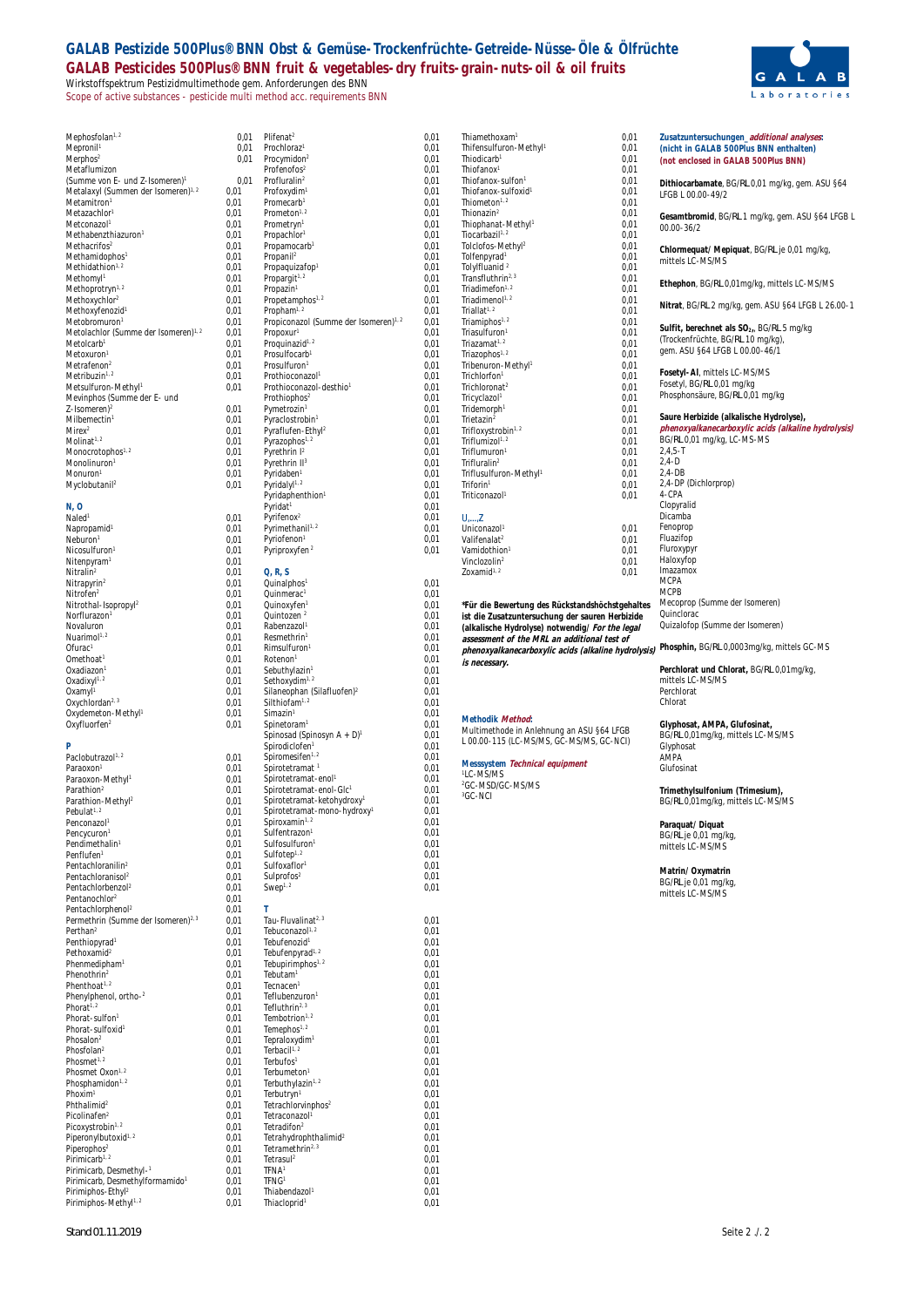# GALAB Pestizide 500Plus®BNN Obst & Gemüse-Trockenfrüchte-Getreide-Nüsse-Öle & Ölfrüchte

# GALAB Pesticides 500Plus®BNN fruit & vegetables-dry fruits-grain-nuts-oil & oil fruits

Wirkstoffspektrum Pestizidmultimethode gem. Anforderungen des BNN

Scope of active substances - pesticide multi method acc. requirements BNN

| | |
|---|---|
| Mephosfolan[1,2] | 0,01 |
| Mepronil[1] | 0,01 |
| Merphos[2] | 0,01 |
| Metaflumizon (Summe von E- und Z-Isomeren)[1] | 0,01 |
| Metalaxyl (Summen der Isomeren)[1,2] | 0,01 |
| Metamitron[1] | 0,01 |
| Metazachlor[1] | 0,01 |
| Metconazol[1] | 0,01 |
| Methabenzthiazuron[1] | 0,01 |
| Methacrifos[2] | 0,01 |
| Methamidophos[1] | 0,01 |
| Methidathion[1,2] | 0,01 |
| Methomyl[1] | 0,01 |
| Methoprotryn[1,2] | 0,01 |
| Methoxychlor[2] | 0,01 |
| Methoxyfenozid[1] | 0,01 |
| Metobromuron[1] | 0,01 |
| Metolachlor (Summe der Isomeren)[1,2] | 0,01 |
| Metolcarb[1] | 0,01 |
| Metoxuron[1] | 0,01 |
| Metrafenon[2] | 0,01 |
| Metribuzin[1,2] | 0,01 |
| Metsulfuron-Methyl[1] | 0,01 |
| Mevinphos (Summe der E- und Z-Isomeren)[2] | 0,01 |
| Milbemectin[1] | 0,01 |
| Mirex[2] | 0,01 |
| Molinat[1,2] | 0,01 |
| Monocrotophos[1,2] | 0,01 |
| Monolinuron[1] | 0,01 |
| Monuron[1] | 0,01 |
| Myclobutanil[2] | 0,01 |
| **N, O** | |
| Naled[1] | 0,01 |
| Napropamid[1] | 0,01 |
| Neburon[1] | 0,01 |
| Nicosulfuron[1] | 0,01 |
| Nitenpyram[1] | 0,01 |
| Nitralin[2] | 0,01 |
| Nitrapyrin[2] | 0,01 |
| Nitrofen[2] | 0,01 |
| Nitrothal-Isopropyl[2] | 0,01 |
| Norflurazon[1] | 0,01 |
| Novaluron | 0,01 |
| Nuarimol[1,2] | 0,01 |
| Ofurac[1] | 0,01 |
| Omethoat[1] | 0,01 |
| Oxadiazon[1] | 0,01 |
| Oxadixyl[1,2] | 0,01 |
| Oxamyl[1] | 0,01 |
| Oxychlordan[2,3] | 0,01 |
| Oxydemeton-Methyl[1] | 0,01 |
| Oxyfluorfen[2] | 0,01 |
| **P** | |
| Paclobutrazol[1,2] | 0,01 |
| Paraoxon[1] | 0,01 |
| Paraoxon-Methyl[1] | 0,01 |
| Parathion[2] | 0,01 |
| Parathion-Methyl[2] | 0,01 |
| Pebulat[1,2] | 0,01 |
| Penconazol[1] | 0,01 |
| Pencycuron[1] | 0,01 |
| Pendimethalin[1] | 0,01 |
| Penflufen[1] | 0,01 |
| Pentachloranilin[2] | 0,01 |
| Pentachloranisol[2] | 0,01 |
| Pentachlorbenzol[2] | 0,01 |
| Pentanochlor[2] | 0,01 |
| Pentachlorphenol[2] | 0,01 |
| Permethrin (Summe der Isomeren)[2,3] | 0,01 |
| Perthan[2] | 0,01 |
| Penthiopyrad[1] | 0,01 |
| Pethoxamid[2] | 0,01 |
| Phenmedipham[1] | 0,01 |
| Phenothrin[2] | 0,01 |
| Phenthoat[1,2] | 0,01 |
| Phenylphenol, ortho-[2] | 0,01 |
| Phorat[1,2] | 0,01 |
| Phorat-sulfon[1] | 0,01 |
| Phorat-sulfoxid[1] | 0,01 |
| Phosalon[2] | 0,01 |
| Phosfolan[2] | 0,01 |
| Phosmet[1,2] | 0,01 |
| Phosmet Oxon[1,2] | 0,01 |
| Phosphamidon[1,2] | 0,01 |
| Phoxim[1] | 0,01 |
| Phthalimid[2] | 0,01 |
| Picolinafen[2] | 0,01 |
| Picoxystrobin[1,2] | 0,01 |
| Piperonylbutoxid[1,2] | 0,01 |
| Piperophos[2] | 0,01 |
| Pirimicarb[1,2] | 0,01 |
| Pirimicarb, Desmethyl-[1] | 0,01 |
| Pirimicarb, Desmethylformamido[1] | 0,01 |
| Pirimiphos-Ethyl[2] | 0,01 |
| Pirimiphos-Methyl[1,2] | 0,01 |

| | |
|---|---|
| Plifenat[2] | 0,01 |
| Prochloraz[1] | 0,01 |
| Procymidon[2] | 0,01 |
| Profenofos[2] | 0,01 |
| Profluralin[2] | 0,01 |
| Profoxydim[1] | 0,01 |
| Promecarb[2] | 0,01 |
| Prometon[1,2] | 0,01 |
| Prometryn[1] | 0,01 |
| Propachlor[1] | 0,01 |
| Propamocarb[1] | 0,01 |
| Propanil[2] | 0,01 |
| Propaquizafop[1] | 0,01 |
| Propargit[1,2] | 0,01 |
| Propazin[1] | 0,01 |
| Propetamphos[1,2] | 0,01 |
| Propham[1,2] | 0,01 |
| Propiconazol (Summe der Isomeren)[1,2] | 0,01 |
| Propoxur[1] | 0,01 |
| Proquinazid[1,2] | 0,01 |
| Prosulfocarb[1] | 0,01 |
| Prosulfuron[1] | 0,01 |
| Prothioconazol[1] | 0,01 |
| Prothioconazol-desthio[1] | 0,01 |
| Prothiophos[2] | 0,01 |
| Pymetrozin[1] | 0,01 |
| Pyraclostrobin[1] | 0,01 |
| Pyraflufen-Ethyl[2] | 0,01 |
| Pyrazophos[1,2] | 0,01 |
| Pyrethrin I[2] | 0,01 |
| Pyrethrin II[3] | 0,01 |
| Pyridaben[1] | 0,01 |
| Pyridalyl[1,2] | 0,01 |
| Pyridaphenthion[1] | 0,01 |
| Pyridat[1] | 0,01 |
| Pyrifenox[2] | 0,01 |
| Pyrimethanil[1,2] | 0,01 |
| Pyriofenon[1] | 0,01 |
| Pyriproxyfen[2] | 0,01 |
| **Q, R, S** | |
| Quinalphos[1] | 0,01 |
| Quinmerac[1] | 0,01 |
| Quinoxyfen[1] | 0,01 |
| Quintozen[2] | 0,01 |
| Rabenzazol[1] | 0,01 |
| Resmethrin[1] | 0,01 |
| Rimsulfuron[1] | 0,01 |
| Rotenon[1] | 0,01 |
| Sebuthylazin[1] | 0,01 |
| Sethoxydim[1,2] | 0,01 |
| Silaneophan (Silafluofen)[2] | 0,01 |
| Silthiofam[1,2] | 0,01 |
| Simazin[1] | 0,01 |
| Spinetoram[1] | 0,01 |
| Spinosad (Spinosyn A + D)[1] | 0,01 |
| Spirodiclofen[1] | 0,01 |
| Spiromesifen[1,2] | 0,01 |
| Spirotetramat[1] | 0,01 |
| Spirotetramat-enol[1] | 0,01 |
| Spirotetramat-enol-Glc[1] | 0,01 |
| Spirotetramat-ketohydroxy[1] | 0,01 |
| Spirotetramat-mono-hydroxy[1] | 0,01 |
| Spiroxamin[1,2] | 0,01 |
| Sulfentrazon[1] | 0,01 |
| Sulfosulfuron[1] | 0,01 |
| Sulfotep[1,2] | 0,01 |
| Sulfoxaflor[1] | 0,01 |
| Sulprofos[2] | 0,01 |
| Swep[1,2] | 0,01 |
| **T** | |
| Tau-Fluvalinat[2,3] | 0,01 |
| Tebuconazol[1,2] | 0,01 |
| Tebufenozid[1] | 0,01 |
| Tebufenpyrad[1,2] | 0,01 |
| Tebupirimphos[1,2] | 0,01 |
| Tebutam[1] | 0,01 |
| Tecnacen[1] | 0,01 |
| Teflubenzuron[1] | 0,01 |
| Tefluthrin[2,3] | 0,01 |
| Tembotrion[1,2] | 0,01 |
| Temephos[1,2] | 0,01 |
| Tepraloxydim[1] | 0,01 |
| Terbacil[1,2] | 0,01 |
| Terbufos[1] | 0,01 |
| Terbumeton[1] | 0,01 |
| Terbuthylazin[1,2] | 0,01 |
| Terbutryn[1] | 0,01 |
| Tetrachlorvinphos[2] | 0,01 |
| Tetraconazol[1] | 0,01 |
| Tetradifon[2] | 0,01 |
| Tetrahydrophthalimid[2] | 0,01 |
| Tetramethrin[2,3] | 0,01 |
| Tetrasul[2] | 0,01 |
| TFNA[1] | 0,01 |
| TFNG[1] | 0,01 |
| Thiabendazol[1] | 0,01 |
| Thiacloprid[1] | 0,01 |

| | |
|---|---|
| Thiamethoxam[1] | 0,01 |
| Thifensulfuron-Methyl[1] | 0,01 |
| Thiodicarb[1] | 0,01 |
| Thiofanox[1] | 0,01 |
| Thiofanox-sulfon[1] | 0,01 |
| Thiofanox-sulfoxid[1] | 0,01 |
| Thiometon[1,2] | 0,01 |
| Thionazin[2] | 0,01 |
| Thiophanat-Methyl[1] | 0,01 |
| Tiocarbazil[1,2] | 0,01 |
| Tolclofos-Methyl[2] | 0,01 |
| Tolfenpyrad[1] | 0,01 |
| Tolylfluanid[2] | 0,01 |
| Transfluthrin[2,3] | 0,01 |
| Triadimefon[1,2] | 0,01 |
| Triadimenol[1,2] | 0,01 |
| Triallat[1,2] | 0,01 |
| Triamiphos[1,2] | 0,01 |
| Triasulfuron[1] | 0,01 |
| Triazamat[1,2] | 0,01 |
| Triazophos[1,2] | 0,01 |
| Tribenuron-Methyl[1] | 0,01 |
| Trichlorfon[1] | 0,01 |
| Trichloronat[2] | 0,01 |
| Tricyclazol[1] | 0,01 |
| Tridemorph[1] | 0,01 |
| Trietazin[2] | 0,01 |
| Trifloxystrobin[1,2] | 0,01 |
| Triflumizol[1,2] | 0,01 |
| Triflumuron[1] | 0,01 |
| Trifluralin[2] | 0,01 |
| Triflusulfuron-Methyl[1] | 0,01 |
| Triforin[1] | 0,01 |
| Triticonazol[1] | 0,01 |
| **U,...,Z** | |
| Uniconazol[1] | 0,01 |
| Valifenalat[2] | 0,01 |
| Vamidothion[1] | 0,01 |
| Vinclozolin[2] | 0,01 |
| Zoxamid[1,2] | 0,01 |

***Für die Bewertung des Rückstandshöchstgehaltes ist die Zusatzuntersuchung der sauren Herbizide (alkalische Hydrolyse) notwendig/ *For the legal assessment of the MRL an additional test of phenoxyalkanecarboxylic acids (alkaline hydrolysis) is necessary.***

**Methodik** ***Method*:**
Multimethode in Anlehnung an ASU §64 LFGB L 00.00-115 (LC-MS/MS, GC-MS/MS, GC-NCI)

**Messsystem** ***Technical equipment***
[1]LC-MS/MS
[2]GC-MSD/GC-MS/MS
[3]GC-NCI

**Zusatzuntersuchungen_** ***additional analyses*:**
**(nicht in GALAB 500Plus BNN enthalten)**
**(not enclosed in GALAB 500Plus BNN)**

**Dithiocarbamate**, BG/RL 0,01 mg/kg, gem. ASU §64 LFGB L 00.00-49/2

**Gesamtbromid**, BG/RL 1 mg/kg, gem. ASU §64 LFGB L 00.00-36/2

**Chlormequat/ Mepiquat**, BG/RL je 0,01 mg/kg, mittels LC-MS/MS

**Ethephon**, BG/RL 0,01mg/kg, mittels LC-MS/MS

**Nitrat**, BG/RL 2 mg/kg, gem. ASU §64 LFGB L 26.00-1

**Sulfit, berechnet als $SO_2$**, BG/RL 5 mg/kg (Trockenfrüchte, BG/RL 10 mg/kg), gem. ASU §64 LFGB L 00.00-46/1

**Fosetyl-Al**, mittels LC-MS/MS
Fosetyl, BG/RL 0,01 mg/kg
Phosphonsäure, BG/RL 0,01 mg/kg

**Saure Herbizide (alkalische Hydrolyse),**
***phenoxyalkanecarboxylic acids (alkaline hydrolysis)***
BG/RL 0,01 mg/kg, LC-MS-MS
2,4,5-T
2,4-D
2,4-DB
2,4-DP (Dichlorprop)
4-CPA
Clopyralid
Dicamba
Fenoprop
Fluazifop
Fluroxypyr
Haloxyfop
Imazamox
MCPA
MCPB
Mecoprop (Summe der Isomeren)
Quinclorac
Quizalofop (Summe der Isomeren)

**Phosphin,** BG/RL 0,0003mg/kg, mittels GC-MS

**Perchlorat und Chlorat,** BG/RL 0,01mg/kg, mittels LC-MS/MS
Perchlorat
Chlorat

**Glyphosat, AMPA, Glufosinat,**
BG/RL 0,01mg/kg, mittels LC-MS/MS
Glyphosat
AMPA
Glufosinat

**Trimethylsulfonium (Trimesium),**
BG/RL 0,01mg/kg, mittels LC-MS/MS

**Paraquat/ Diquat**
BG/RL je 0,01 mg/kg, mittels LC-MS/MS

**Matrin/ Oxymatrin**
BG/RL je 0,01 mg/kg, mittels LC-MS/MS

Stand 01.11.2019